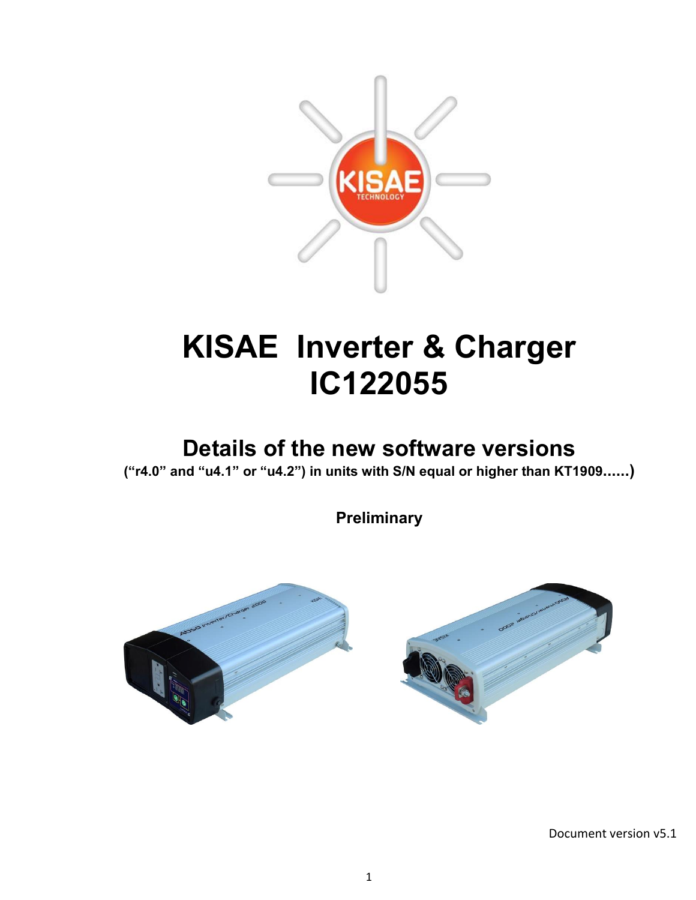# KISAE Inverter & Charger IC122055

## Details of the new software versions

**("r4.0" and "u4.1" or "u4.2") in units with S/N equal or higher than KT1909......)**

**Preliminary**

Document version v5.1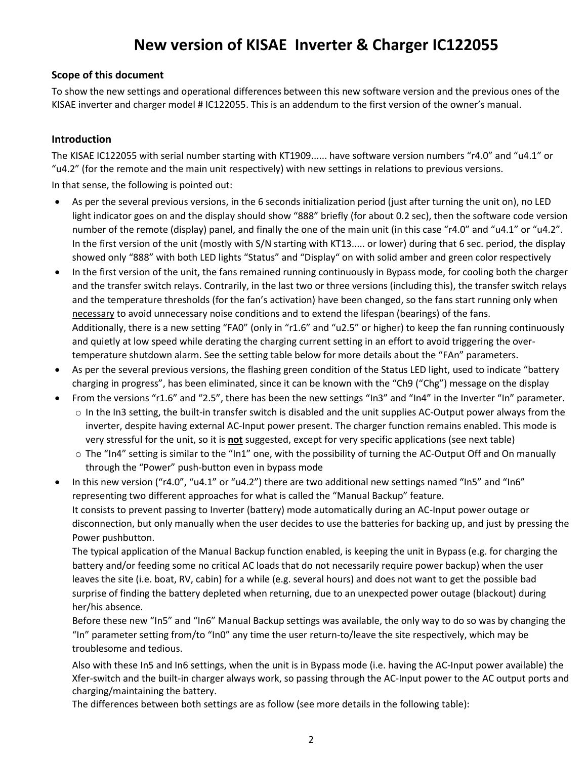# New version of KISAE Inverter & Charger IC122055

**Scope of this document**

To show the new settings and operational differences between this new software version and the previous ones of the KISAE inverter and charger model # IC122055. This is an addendum to the first version of the owner's manual.

**Introduction**

The KISAE IC122055 with serial number starting with KT1909...... have software version numbers "r4.0" and "u4.1" or "u4.2" (for the remote and the main unit respectively) with new settings in relations to previous versions.

In that sense, the following is pointed out:

- As per the several previous versions, in the 6 seconds initialization period (just after turning the unit on), no LED light indicator goes on and the display should show "888" briefly (for about 0.2 sec), then the software code version number of the remote (display) panel, and finally the one of the main unit (in this case "r4.0" and "u4.1" or "u4.2". In the first version of the unit (mostly with S/N starting with KT13..... or lower) during that 6 sec. period, the display showed only "888" with both LED lights "Status" and "Display" on with solid amber and green color respectively
- In the first version of the unit, the fans remained running continuously in Bypass mode, for cooling both the charger and the transfer switch relays. Contrarily, in the last two or three versions (including this), the transfer switch relays and the temperature thresholds (for the fan's activation) have been changed, so the fans start running only when <u>necessary</u> to avoid unnecessary noise conditions and to extend the lifespan (bearings) of the fans.
  Additionally, there is a new setting "FA0" (only in "r1.6" and "u2.5" or higher) to keep the fan running continuously and quietly at low speed while derating the charging current setting in an effort to avoid triggering the over-temperature shutdown alarm. See the setting table below for more details about the "FAn" parameters.
- As per the several previous versions, the flashing green condition of the Status LED light, used to indicate "battery charging in progress", has been eliminated, since it can be known with the "Ch9 ("Chg") message on the display
- From the versions "r1.6" and "2.5", there has been the new settings "In3" and "In4" in the Inverter "In" parameter.
  - In the In3 setting, the built-in transfer switch is disabled and the unit supplies AC-Output power always from the inverter, despite having external AC-Input power present. The charger function remains enabled. This mode is very stressful for the unit, so it is **<u>not</u>** suggested, except for very specific applications (see next table)
  - The "In4" setting is similar to the "In1" one, with the possibility of turning the AC-Output Off and On manually through the "Power" push-button even in bypass mode
- In this new version ("r4.0", "u4.1" or "u4.2") there are two additional new settings named "In5" and "In6" representing two different approaches for what is called the "Manual Backup" feature.
  It consists to prevent passing to Inverter (battery) mode automatically during an AC-Input power outage or disconnection, but only manually when the user decides to use the batteries for backing up, and just by pressing the Power pushbutton.
  The typical application of the Manual Backup function enabled, is keeping the unit in Bypass (e.g. for charging the battery and/or feeding some no critical AC loads that do not necessarily require power backup) when the user leaves the site (i.e. boat, RV, cabin) for a while (e.g. several hours) and does not want to get the possible bad surprise of finding the battery depleted when returning, due to an unexpected power outage (blackout) during her/his absence.
  Before these new "In5" and "In6" Manual Backup settings was available, the only way to do so was by changing the "In" parameter setting from/to "In0" any time the user return-to/leave the site respectively, which may be troublesome and tedious.

  Also with these In5 and In6 settings, when the unit is in Bypass mode (i.e. having the AC-Input power available) the Xfer-switch and the built-in charger always work, so passing through the AC-Input power to the AC output ports and charging/maintaining the battery.
  The differences between both settings are as follow (see more details in the following table):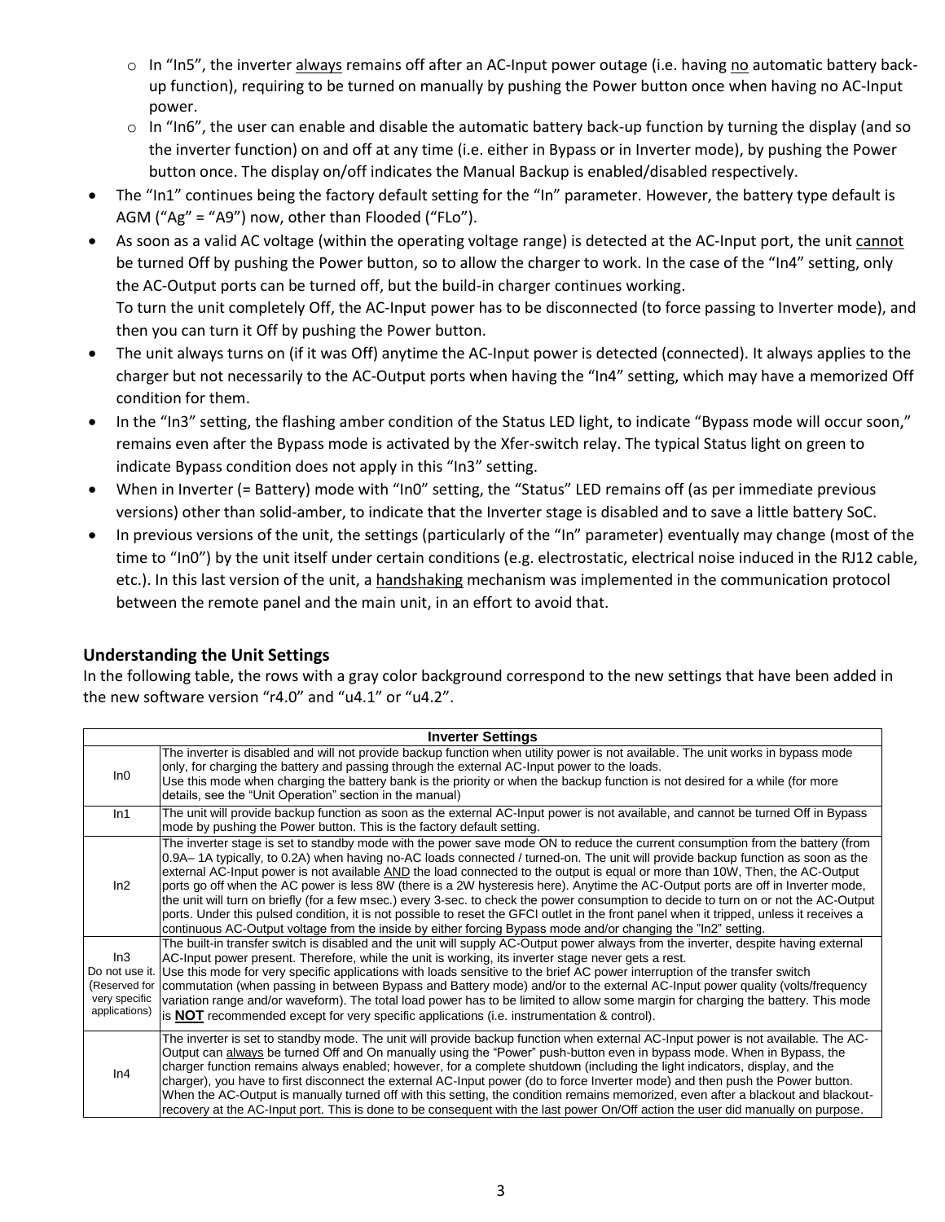- In "In5", the inverter always remains off after an AC-Input power outage (i.e. having no automatic battery back-up function), requiring to be turned on manually by pushing the Power button once when having no AC-Input power.
  - In "In6", the user can enable and disable the automatic battery back-up function by turning the display (and so the inverter function) on and off at any time (i.e. either in Bypass or in Inverter mode), by pushing the Power button once. The display on/off indicates the Manual Backup is enabled/disabled respectively.
- The "In1" continues being the factory default setting for the "In" parameter. However, the battery type default is AGM ("Ag" = "A9") now, other than Flooded ("FLo").
- As soon as a valid AC voltage (within the operating voltage range) is detected at the AC-Input port, the unit cannot be turned Off by pushing the Power button, so to allow the charger to work. In the case of the "In4" setting, only the AC-Output ports can be turned off, but the build-in charger continues working.
  To turn the unit completely Off, the AC-Input power has to be disconnected (to force passing to Inverter mode), and then you can turn it Off by pushing the Power button.
- The unit always turns on (if it was Off) anytime the AC-Input power is detected (connected). It always applies to the charger but not necessarily to the AC-Output ports when having the "In4" setting, which may have a memorized Off condition for them.
- In the "In3" setting, the flashing amber condition of the Status LED light, to indicate "Bypass mode will occur soon," remains even after the Bypass mode is activated by the Xfer-switch relay. The typical Status light on green to indicate Bypass condition does not apply in this "In3" setting.
- When in Inverter (= Battery) mode with "In0" setting, the "Status" LED remains off (as per immediate previous versions) other than solid-amber, to indicate that the Inverter stage is disabled and to save a little battery SoC.
- In previous versions of the unit, the settings (particularly of the "In" parameter) eventually may change (most of the time to "In0") by the unit itself under certain conditions (e.g. electrostatic, electrical noise induced in the RJ12 cable, etc.). In this last version of the unit, a handshaking mechanism was implemented in the communication protocol between the remote panel and the main unit, in an effort to avoid that.

### Understanding the Unit Settings

In the following table, the rows with a gray color background correspond to the new settings that have been added in the new software version "r4.0" and "u4.1" or "u4.2".

| Inverter Settings | |
|---|---|
| In0 | The inverter is disabled and will not provide backup function when utility power is not available. The unit works in bypass mode only, for charging the battery and passing through the external AC-Input power to the loads. Use this mode when charging the battery bank is the priority or when the backup function is not desired for a while (for more details, see the "Unit Operation" section in the manual) |
| In1 | The unit will provide backup function as soon as the external AC-Input power is not available, and cannot be turned Off in Bypass mode by pushing the Power button. This is the factory default setting. |
| In2 | The inverter stage is set to standby mode with the power save mode ON to reduce the current consumption from the battery (from 0.9A– 1A typically, to 0.2A) when having no-AC loads connected / turned-on. The unit will provide backup function as soon as the external AC-Input power is not available AND the load connected to the output is equal or more than 10W, Then, the AC-Output ports go off when the AC power is less 8W (there is a 2W hysteresis here). Anytime the AC-Output ports are off in Inverter mode, the unit will turn on briefly (for a few msec.) every 3-sec. to check the power consumption to decide to turn on or not the AC-Output ports. Under this pulsed condition, it is not possible to reset the GFCI outlet in the front panel when it tripped, unless it receives a continuous AC-Output voltage from the inside by either forcing Bypass mode and/or changing the "In2" setting. |
| In3 Do not use it. (Reserved for very specific applications) | The built-in transfer switch is disabled and the unit will supply AC-Output power always from the inverter, despite having external AC-Input power present. Therefore, while the unit is working, its inverter stage never gets a rest. Use this mode for very specific applications with loads sensitive to the brief AC power interruption of the transfer switch commutation (when passing in between Bypass and Battery mode) and/or to the external AC-Input power quality (volts/frequency variation range and/or waveform). The total load power has to be limited to allow some margin for charging the battery. This mode is **NOT** recommended except for very specific applications (i.e. instrumentation & control). |
| In4 | The inverter is set to standby mode. The unit will provide backup function when external AC-Input power is not available. The AC-Output can always be turned Off and On manually using the "Power" push-button even in bypass mode. When in Bypass, the charger function remains always enabled; however, for a complete shutdown (including the light indicators, display, and the charger), you have to first disconnect the external AC-Input power (do to force Inverter mode) and then push the Power button. When the AC-Output is manually turned off with this setting, the condition remains memorized, even after a blackout and blackout-recovery at the AC-Input port. This is done to be consequent with the last power On/Off action the user did manually on purpose. |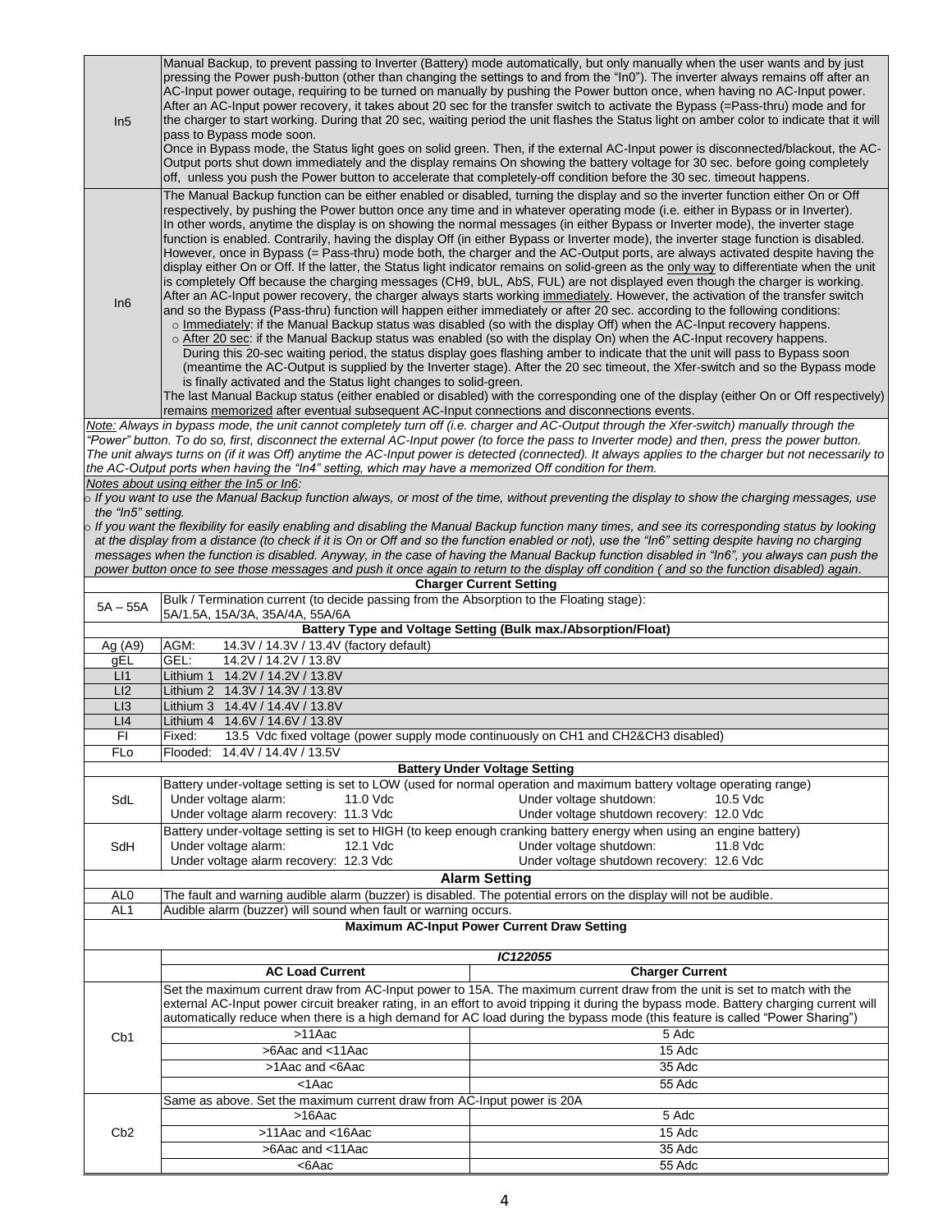| | |
|---|---|
| In5 | Manual Backup, to prevent passing to Inverter (Battery) mode automatically, but only manually when the user wants and by just pressing the Power push-button (other than changing the settings to and from the "In0"). The inverter always remains off after an AC-Input power outage, requiring to be turned on manually by pushing the Power button once, when having no AC-Input power. After an AC-Input power recovery, it takes about 20 sec for the transfer switch to activate the Bypass (=Pass-thru) mode and for the charger to start working. During that 20 sec, waiting period the unit flashes the Status light on amber color to indicate that it will pass to Bypass mode soon.<br>Once in Bypass mode, the Status light goes on solid green. Then, if the external AC-Input power is disconnected/blackout, the AC-Output ports shut down immediately and the display remains On showing the battery voltage for 30 sec. before going completely off, unless you push the Power button to accelerate that completely-off condition before the 30 sec. timeout happens. |
| In6 | The Manual Backup function can be either enabled or disabled, turning the display and so the inverter function either On or Off respectively, by pushing the Power button once any time and in whatever operating mode (i.e. either in Bypass or in Inverter).<br>In other words, anytime the display is on showing the normal messages (in either Bypass or Inverter mode), the inverter stage function is enabled. Contrarily, having the display Off (in either Bypass or Inverter mode), the inverter stage function is disabled. However, once in Bypass (= Pass-thru) mode both, the charger and the AC-Output ports, are always activated despite having the display either On or Off. If the latter, the Status light indicator remains on solid-green as the only way to differentiate when the unit is completely Off because the charging messages (CH9, bUL, AbS, FUL) are not displayed even though the charger is working.<br>After an AC-Input power recovery, the charger always starts working immediately. However, the activation of the transfer switch and so the Bypass (Pass-thru) function will happen either immediately or after 20 sec. according to the following conditions:<br>○ Immediately: if the Manual Backup status was disabled (so with the display Off) when the AC-Input recovery happens.<br>○ After 20 sec: if the Manual Backup status was enabled (so with the display On) when the AC-Input recovery happens. During this 20-sec waiting period, the status display goes flashing amber to indicate that the unit will pass to Bypass soon (meantime the AC-Output is supplied by the Inverter stage). After the 20 sec timeout, the Xfer-switch and so the Bypass mode is finally activated and the Status light changes to solid-green.<br>The last Manual Backup status (either enabled or disabled) with the corresponding one of the display (either On or Off respectively) remains memorized after eventual subsequent AC-Input connections and disconnections events. |

*Note: Always in bypass mode, the unit cannot completely turn off (i.e. charger and AC-Output through the Xfer-switch) manually through the "Power" button. To do so, first, disconnect the external AC-Input power (to force the pass to Inverter mode) and then, press the power button. The unit always turns on (if it was Off) anytime the AC-Input power is detected (connected). It always applies to the charger but not necessarily to the AC-Output ports when having the "In4" setting, which may have a memorized Off condition for them.*

*Notes about using either the In5 or In6:*

- *If you want to use the Manual Backup function always, or most of the time, without preventing the display to show the charging messages, use the "In5" setting.*
- *If you want the flexibility for easily enabling and disabling the Manual Backup function many times, and see its corresponding status by looking at the display from a distance (to check if it is On or Off and so the function enabled or not), use the "In6" setting despite having no charging messages when the function is disabled. Anyway, in the case of having the Manual Backup function disabled in "In6", you always can push the power button once to see those messages and push it once again to return to the display off condition ( and so the function disabled) again.*

**Charger Current Setting**

| | |
|---|---|
| 5A – 55A | Bulk / Termination current (to decide passing from the Absorption to the Floating stage):<br>5A/1.5A, 15A/3A, 35A/4A, 55A/6A |

**Battery Type and Voltage Setting (Bulk max./Absorption/Float)**

| | |
|---|---|
| Ag (A9) | AGM: 14.3V / 14.3V / 13.4V (factory default) |
| gEL | GEL: 14.2V / 14.2V / 13.8V |
| LI1 | Lithium 1 14.2V / 14.2V / 13.8V |
| LI2 | Lithium 2 14.3V / 14.3V / 13.8V |
| LI3 | Lithium 3 14.4V / 14.4V / 13.8V |
| LI4 | Lithium 4 14.6V / 14.6V / 13.8V |
| FI | Fixed: 13.5 Vdc fixed voltage (power supply mode continuously on CH1 and CH2&CH3 disabled) |
| FLo | Flooded: 14.4V / 14.4V / 13.5V |

**Battery Under Voltage Setting**

| | |
|---|---|
| SdL | Battery under-voltage setting is set to LOW (used for normal operation and maximum battery voltage operating range)<br>Under voltage alarm: 11.0 Vdc — Under voltage shutdown: 10.5 Vdc<br>Under voltage alarm recovery: 11.3 Vdc — Under voltage shutdown recovery: 12.0 Vdc |
| SdH | Battery under-voltage setting is set to HIGH (to keep enough cranking battery energy when using an engine battery)<br>Under voltage alarm: 12.1 Vdc — Under voltage shutdown: 11.8 Vdc<br>Under voltage alarm recovery: 12.3 Vdc — Under voltage shutdown recovery: 12.6 Vdc |

**Alarm Setting**

| | |
|---|---|
| AL0 | The fault and warning audible alarm (buzzer) is disabled. The potential errors on the display will not be audible. |
| AL1 | Audible alarm (buzzer) will sound when fault or warning occurs. |

**Maximum AC-Input Power Current Draw Setting**

| | *IC122055* | |
|---|---|---|
| | **AC Load Current** | **Charger Current** |
| Cb1 | Set the maximum current draw from AC-Input power to 15A. The maximum current draw from the unit is set to match with the external AC-Input power circuit breaker rating, in an effort to avoid tripping it during the bypass mode. Battery charging current will automatically reduce when there is a high demand for AC load during the bypass mode (this feature is called "Power Sharing") | |
| | >11Aac | 5 Adc |
| | >6Aac and <11Aac | 15 Adc |
| | >1Aac and <6Aac | 35 Adc |
| | <1Aac | 55 Adc |
| Cb2 | Same as above. Set the maximum current draw from AC-Input power is 20A | |
| | >16Aac | 5 Adc |
| | >11Aac and <16Aac | 15 Adc |
| | >6Aac and <11Aac | 35 Adc |
| | <6Aac | 55 Adc |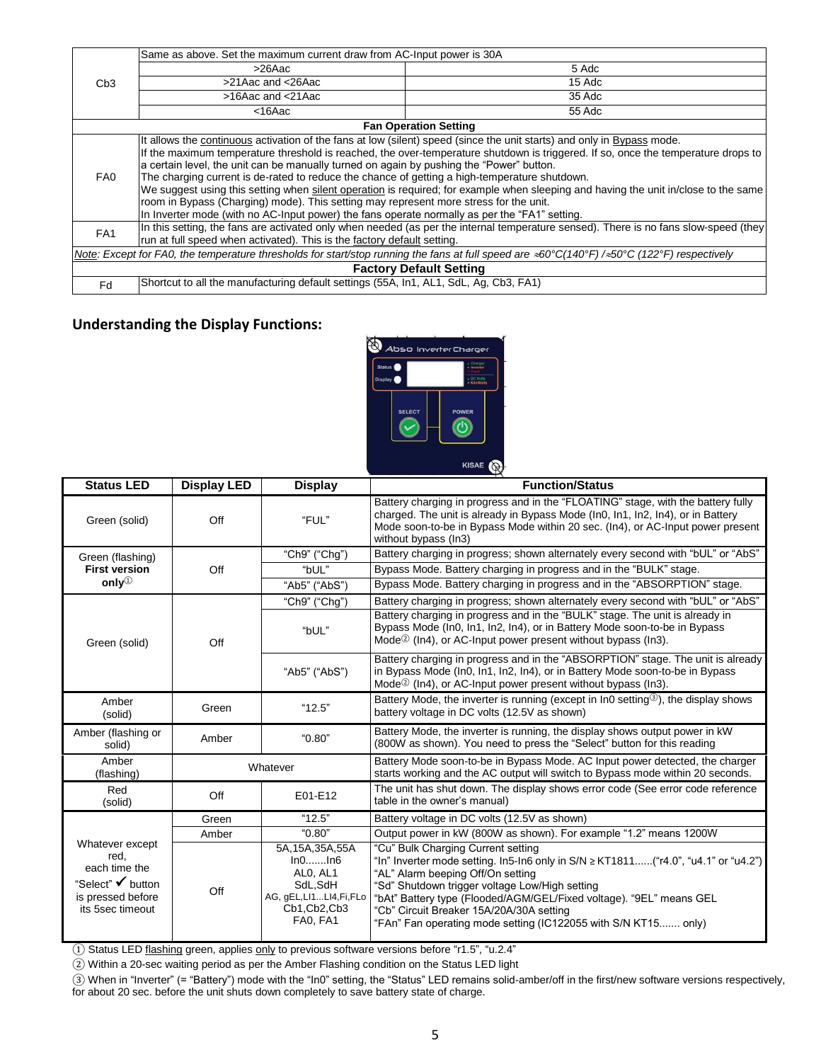| | | |
|---|---|---|
| Cb3 | Same as above. Set the maximum current draw from AC-Input power is 30A | |
| | >26Aac | 5 Adc |
| | >21Aac and <26Aac | 15 Adc |
| | >16Aac and <21Aac | 35 Adc |
| | <16Aac | 55 Adc |
| **Fan Operation Setting** | | |
| FA0 | It allows the continuous activation of the fans at low (silent) speed (since the unit starts) and only in Bypass mode. If the maximum temperature threshold is reached, the over-temperature shutdown is triggered. If so, once the temperature drops to a certain level, the unit can be manually turned on again by pushing the "Power" button. The charging current is de-rated to reduce the chance of getting a high-temperature shutdown. We suggest using this setting when silent operation is required; for example when sleeping and having the unit in/close to the same room in Bypass (Charging) mode). This setting may represent more stress for the unit. In Inverter mode (with no AC-Input power) the fans operate normally as per the "FA1" setting. | |
| FA1 | In this setting, the fans are activated only when needed (as per the internal temperature sensed). There is no fans slow-speed (they run at full speed when activated). This is the factory default setting. | |
| *Note: Except for FA0, the temperature thresholds for start/stop running the fans at full speed are ≈60°C(140°F) /≈50°C (122°F) respectively* | | |
| **Factory Default Setting** | | |
| Fd | Shortcut to all the manufacturing default settings (55A, In1, AL1, SdL, Ag, Cb3, FA1) | |

## Understanding the Display Functions:

| Status LED | Display LED | Display | Function/Status |
|---|---|---|---|
| Green (solid) | Off | "FUL" | Battery charging in progress and in the "FLOATING" stage, with the battery fully charged. The unit is already in Bypass Mode (In0, In1, In2, In4), or in Battery Mode soon-to-be in Bypass Mode within 20 sec. (In4), or AC-Input power present without bypass (In3) |
| Green (flashing) **First version only**① | Off | "Ch9" ("Chg") | Battery charging in progress; shown alternately every second with "bUL" or "AbS" |
| | | "bUL" | Bypass Mode. Battery charging in progress and in the "BULK" stage. |
| | | "Ab5" ("AbS") | Bypass Mode. Battery charging in progress and in the "ABSORPTION" stage. |
| Green (solid) | Off | "Ch9" ("Chg") | Battery charging in progress; shown alternately every second with "bUL" or "AbS" |
| | | "bUL" | Battery charging in progress and in the "BULK" stage. The unit is already in Bypass Mode (In0, In1, In2, In4), or in Battery Mode soon-to-be in Bypass Mode② (In4), or AC-Input power present without bypass (In3). |
| | | "Ab5" ("AbS") | Battery charging in progress and in the "ABSORPTION" stage. The unit is already in Bypass Mode (In0, In1, In2, In4), or in Battery Mode soon-to-be in Bypass Mode② (In4), or AC-Input power present without bypass (In3). |
| Amber (solid) | Green | "12.5" | Battery Mode, the inverter is running (except in In0 setting③), the display shows battery voltage in DC volts (12.5V as shown) |
| Amber (flashing or solid) | Amber | "0.80" | Battery Mode, the inverter is running, the display shows output power in kW (800W as shown). You need to press the "Select" button for this reading |
| Amber (flashing) | Whatever | | Battery Mode soon-to-be in Bypass Mode. AC Input power detected, the charger starts working and the AC output will switch to Bypass mode within 20 seconds. |
| Red (solid) | Off | E01-E12 | The unit has shut down. The display shows error code (See error code reference table in the owner's manual) |
| Whatever except red, each time the "Select" ✔ button is pressed before its 5sec timeout | Green | "12.5" | Battery voltage in DC volts (12.5V as shown) |
| | Amber | "0.80" | Output power in kW (800W as shown). For example "1.2" means 1200W |
| | Off | 5A,15A,35A,55A<br>In0.......In6<br>AL0, AL1<br>SdL,SdH<br>AG, gEL,LI1...LI4,Fi,FLo<br>Cb1,Cb2,Cb3<br>FA0, FA1 | "Cu" Bulk Charging Current setting<br>"In" Inverter mode setting. In5-In6 only in S/N ≥ KT1811......("r4.0", "u4.1" or "u4.2")<br>"AL" Alarm beeping Off/On setting<br>"Sd" Shutdown trigger voltage Low/High setting<br>"bAt" Battery type (Flooded/AGM/GEL/Fixed voltage). "9EL" means GEL<br>"Cb" Circuit Breaker 15A/20A/30A setting<br>"FAn" Fan operating mode setting (IC122055 with S/N KT15....... only) |

① Status LED flashing green, applies only to previous software versions before "r1.5", "u.2.4"

② Within a 20-sec waiting period as per the Amber Flashing condition on the Status LED light

③ When in "Inverter" (= "Battery") mode with the "In0" setting, the "Status" LED remains solid-amber/off in the first/new software versions respectively, for about 20 sec. before the unit shuts down completely to save battery state of charge.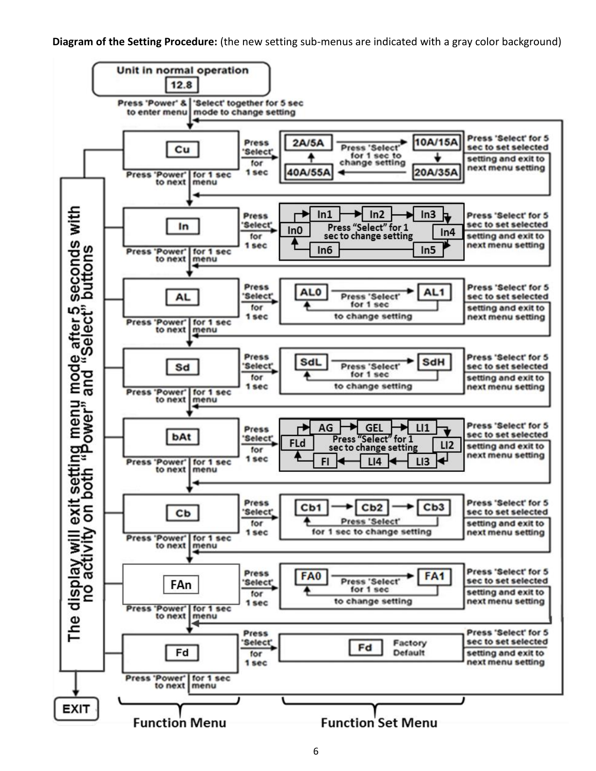**Diagram of the Setting Procedure:** (the new setting sub-menus are indicated with a gray color background)

Unit in normal operation

12.8

Press 'Power' & 'Select' together for 5 sec to enter menu mode to change setting

Cu

Press 'Select' for 1 sec

2A/5A
10A/15A
20A/35A
40A/55A

Press 'Select' for 1 sec to change setting

Press 'Select' for 5 sec to set selected setting and exit to next menu setting

Press 'Power' for 1 sec to next menu

In

Press 'Select' for 1 sec

In0
In1
In2
In3
In4
In5
In6

Press "Select" for 1 sec to change setting

Press 'Select' for 5 sec to set selected setting and exit to next menu setting

Press 'Power' for 1 sec to next menu

AL

Press 'Select' for 1 sec

AL0
AL1

Press 'Select' for 1 sec to change setting

Press 'Select' for 5 sec to set selected setting and exit to next menu setting

Press 'Power' for 1 sec to next menu

Sd

Press 'Select' for 1 sec

SdL
SdH

Press 'Select' for 1 sec to change setting

Press 'Select' for 5 sec to set selected setting and exit to next menu setting

Press 'Power' for 1 sec to next menu

bAt

Press 'Select' for 1 sec

FLd
AG
GEL
LI1
LI2
LI3
LI4
FI

Press "Select" for 1 sec to change setting

Press 'Select' for 5 sec to set selected setting and exit to next menu setting

Press 'Power' for 1 sec to next menu

Cb

Press 'Select' for 1 sec

Cb1
Cb2
Cb3

Press 'Select' for 1 sec to change setting

Press 'Select' for 5 sec to set selected setting and exit to next menu setting

Press 'Power' for 1 sec to next menu

FAn

Press 'Select' for 1 sec

FA0
FA1

Press 'Select' for 1 sec to change setting

Press 'Select' for 5 sec to set selected setting and exit to next menu setting

Press 'Power' for 1 sec to next menu

Fd

Press 'Select' for 1 sec

Fd Factory Default

Press 'Select' for 5 sec to set selected setting and exit to next menu setting

Press 'Power' for 1 sec to next menu

The display will exit setting menu mode after 5 seconds with no activity on both "Power" and "Select" buttons

EXIT

Function Menu

Function Set Menu